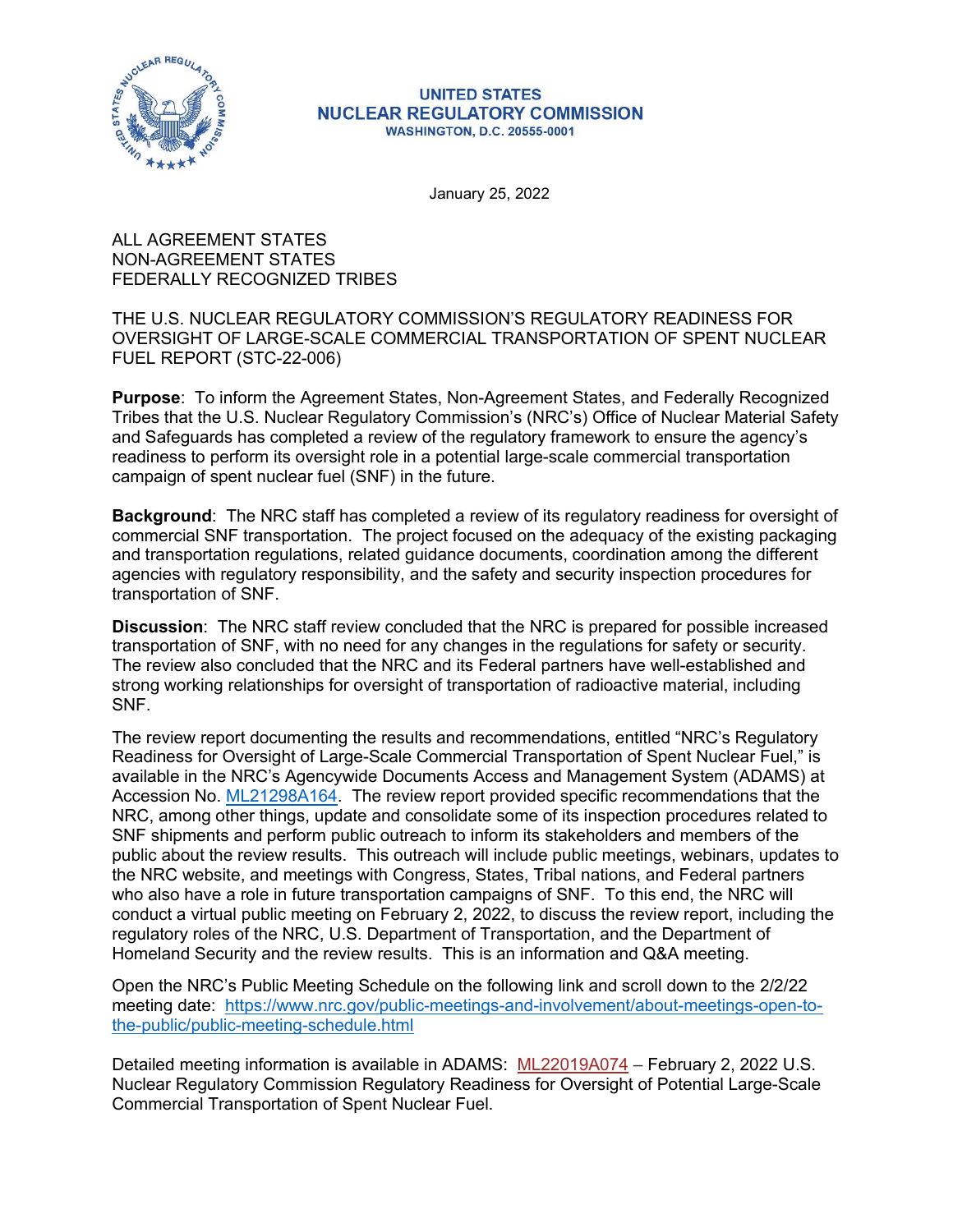UNITED STATES
NUCLEAR REGULATORY COMMISSION
WASHINGTON, D.C. 20555-0001

January 25, 2022

ALL AGREEMENT STATES
NON-AGREEMENT STATES
FEDERALLY RECOGNIZED TRIBES

THE U.S. NUCLEAR REGULATORY COMMISSION'S REGULATORY READINESS FOR OVERSIGHT OF LARGE-SCALE COMMERCIAL TRANSPORTATION OF SPENT NUCLEAR FUEL REPORT (STC-22-006)

**Purpose**: To inform the Agreement States, Non-Agreement States, and Federally Recognized Tribes that the U.S. Nuclear Regulatory Commission's (NRC's) Office of Nuclear Material Safety and Safeguards has completed a review of the regulatory framework to ensure the agency's readiness to perform its oversight role in a potential large-scale commercial transportation campaign of spent nuclear fuel (SNF) in the future.

**Background**: The NRC staff has completed a review of its regulatory readiness for oversight of commercial SNF transportation. The project focused on the adequacy of the existing packaging and transportation regulations, related guidance documents, coordination among the different agencies with regulatory responsibility, and the safety and security inspection procedures for transportation of SNF.

**Discussion**: The NRC staff review concluded that the NRC is prepared for possible increased transportation of SNF, with no need for any changes in the regulations for safety or security. The review also concluded that the NRC and its Federal partners have well-established and strong working relationships for oversight of transportation of radioactive material, including SNF.

The review report documenting the results and recommendations, entitled "NRC's Regulatory Readiness for Oversight of Large-Scale Commercial Transportation of Spent Nuclear Fuel," is available in the NRC's Agencywide Documents Access and Management System (ADAMS) at Accession No. ML21298A164. The review report provided specific recommendations that the NRC, among other things, update and consolidate some of its inspection procedures related to SNF shipments and perform public outreach to inform its stakeholders and members of the public about the review results. This outreach will include public meetings, webinars, updates to the NRC website, and meetings with Congress, States, Tribal nations, and Federal partners who also have a role in future transportation campaigns of SNF. To this end, the NRC will conduct a virtual public meeting on February 2, 2022, to discuss the review report, including the regulatory roles of the NRC, U.S. Department of Transportation, and the Department of Homeland Security and the review results. This is an information and Q&A meeting.

Open the NRC's Public Meeting Schedule on the following link and scroll down to the 2/2/22 meeting date: https://www.nrc.gov/public-meetings-and-involvement/about-meetings-open-to-the-public/public-meeting-schedule.html

Detailed meeting information is available in ADAMS: ML22019A074 – February 2, 2022 U.S. Nuclear Regulatory Commission Regulatory Readiness for Oversight of Potential Large-Scale Commercial Transportation of Spent Nuclear Fuel.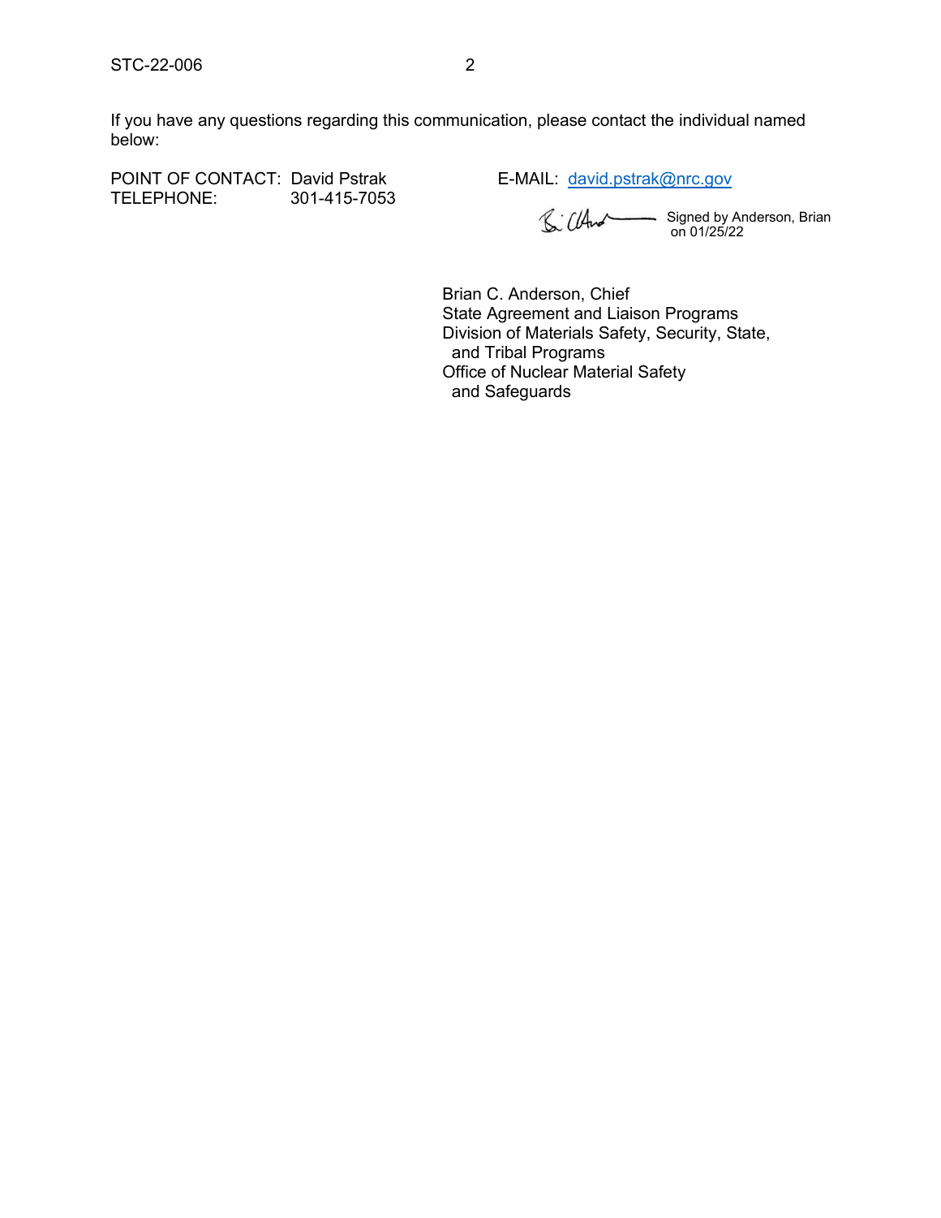If you have any questions regarding this communication, please contact the individual named below:

POINT OF CONTACT: David Pstrak
TELEPHONE: 301-415-7053

E-MAIL: david.pstrak@nrc.gov

Signed by Anderson, Brian on 01/25/22

Brian C. Anderson, Chief
State Agreement and Liaison Programs
Division of Materials Safety, Security, State, and Tribal Programs
Office of Nuclear Material Safety and Safeguards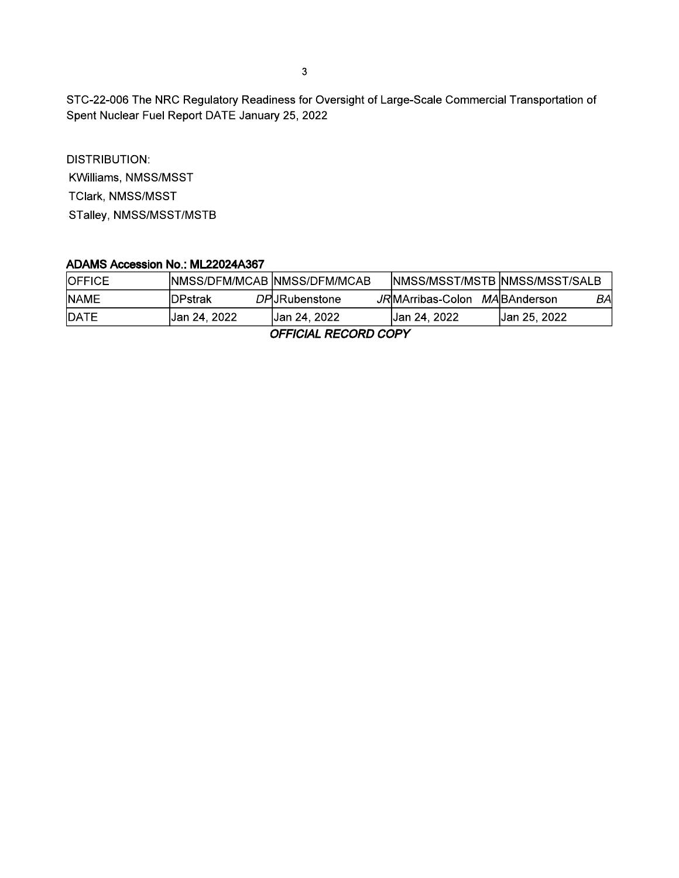STC-22-006 The NRC Regulatory Readiness for Oversight of Large-Scale Commercial Transportation of Spent Nuclear Fuel Report DATE January 25, 2022

DISTRIBUTION:
KWilliams, NMSS/MSST
TClark, NMSS/MSST
STalley, NMSS/MSST/MSTB

**ADAMS Accession No.: ML22024A367**

| OFFICE | NMSS/DFM/MCAB | NMSS/DFM/MCAB | NMSS/MSST/MSTB | NMSS/MSST/SALB |
|---|---|---|---|---|
| NAME | DPstrak *DP* | JRubenstone *JR* | MArribas-Colon *MA* | BAnderson *BA* |
| DATE | Jan 24, 2022 | Jan 24, 2022 | Jan 24, 2022 | Jan 25, 2022 |

***OFFICIAL RECORD COPY***